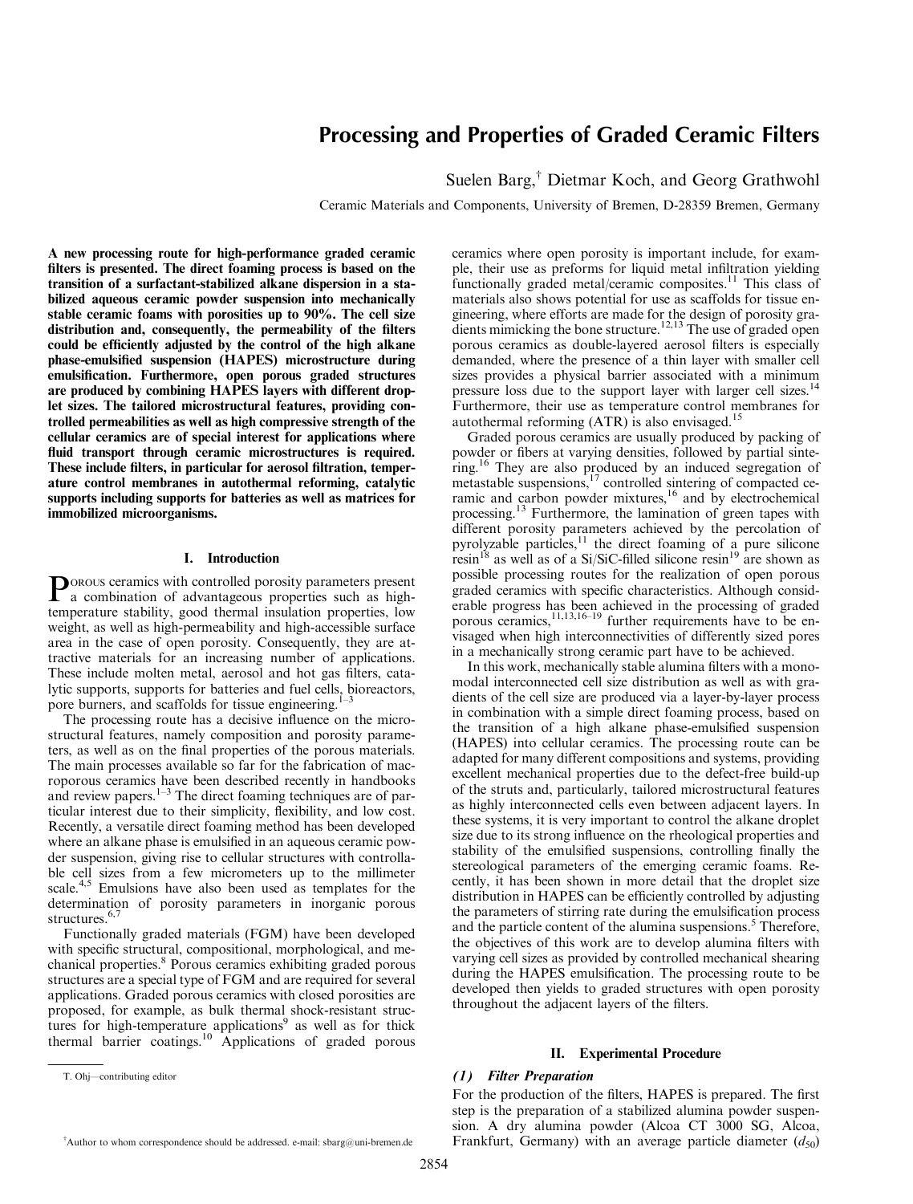# Processing and Properties of Graded Ceramic Filters

Suelen Barg,[†] Dietmar Koch, and Georg Grathwohl

Ceramic Materials and Components, University of Bremen, D-28359 Bremen, Germany

**A new processing route for high-performance graded ceramic filters is presented. The direct foaming process is based on the transition of a surfactant-stabilized alkane dispersion in a stabilized aqueous ceramic powder suspension into mechanically stable ceramic foams with porosities up to 90%. The cell size distribution and, consequently, the permeability of the filters could be efficiently adjusted by the control of the high alkane phase-emulsified suspension (HAPES) microstructure during emulsification. Furthermore, open porous graded structures are produced by combining HAPES layers with different droplet sizes. The tailored microstructural features, providing controlled permeabilities as well as high compressive strength of the cellular ceramics are of special interest for applications where fluid transport through ceramic microstructures is required. These include filters, in particular for aerosol filtration, temperature control membranes in autothermal reforming, catalytic supports including supports for batteries as well as matrices for immobilized microorganisms.**

## I. Introduction

Porous ceramics with controlled porosity parameters present a combination of advantageous properties such as high-temperature stability, good thermal insulation properties, low weight, as well as high-permeability and high-accessible surface area in the case of open porosity. Consequently, they are attractive materials for an increasing number of applications. These include molten metal, aerosol and hot gas filters, catalytic supports, supports for batteries and fuel cells, bioreactors, pore burners, and scaffolds for tissue engineering.[1–3]

The processing route has a decisive influence on the microstructural features, namely composition and porosity parameters, as well as on the final properties of the porous materials. The main processes available so far for the fabrication of macroporous ceramics have been described recently in handbooks and review papers.[1–3] The direct foaming techniques are of particular interest due to their simplicity, flexibility, and low cost. Recently, a versatile direct foaming method has been developed where an alkane phase is emulsified in an aqueous ceramic powder suspension, giving rise to cellular structures with controllable cell sizes from a few micrometers up to the millimeter scale.[4,5] Emulsions have also been used as templates for the determination of porosity parameters in inorganic porous structures.[6,7]

Functionally graded materials (FGM) have been developed with specific structural, compositional, morphological, and mechanical properties.[8] Porous ceramics exhibiting graded porous structures are a special type of FGM and are required for several applications. Graded porous ceramics with closed porosities are proposed, for example, as bulk thermal shock-resistant structures for high-temperature applications[9] as well as for thick thermal barrier coatings.[10] Applications of graded porous ceramics where open porosity is important include, for example, their use as preforms for liquid metal infiltration yielding functionally graded metal/ceramic composites.[11] This class of materials also shows potential for use as scaffolds for tissue engineering, where efforts are made for the design of porosity gradients mimicking the bone structure.[12,13] The use of graded open porous ceramics as double-layered aerosol filters is especially demanded, where the presence of a thin layer with smaller cell sizes provides a physical barrier associated with a minimum pressure loss due to the support layer with larger cell sizes.[14] Furthermore, their use as temperature control membranes for autothermal reforming (ATR) is also envisaged.[15]

Graded porous ceramics are usually produced by packing of powder or fibers at varying densities, followed by partial sintering.[16] They are also produced by an induced segregation of metastable suspensions,[17] controlled sintering of compacted ceramic and carbon powder mixtures,[16] and by electrochemical processing.[13] Furthermore, the lamination of green tapes with different porosity parameters achieved by the percolation of pyrolyzable particles,[11] the direct foaming of a pure silicone resin[18] as well as of a Si/SiC-filled silicone resin[19] are shown as possible processing routes for the realization of open porous graded ceramics with specific characteristics. Although considerable progress has been achieved in the processing of graded porous ceramics,[11,13,16–19] further requirements have to be envisaged when high interconnectivities of differently sized pores in a mechanically strong ceramic part have to be achieved.

In this work, mechanically stable alumina filters with a monomodal interconnected cell size distribution as well as with gradients of the cell size are produced via a layer-by-layer process in combination with a simple direct foaming process, based on the transition of a high alkane phase-emulsified suspension (HAPES) into cellular ceramics. The processing route can be adapted for many different compositions and systems, providing excellent mechanical properties due to the defect-free build-up of the struts and, particularly, tailored microstructural features as highly interconnected cells even between adjacent layers. In these systems, it is very important to control the alkane droplet size due to its strong influence on the rheological properties and stability of the emulsified suspensions, controlling finally the stereological parameters of the emerging ceramic foams. Recently, it has been shown in more detail that the droplet size distribution in HAPES can be efficiently controlled by adjusting the parameters of stirring rate during the emulsification process and the particle content of the alumina suspensions.[5] Therefore, the objectives of this work are to develop alumina filters with varying cell sizes as provided by controlled mechanical shearing during the HAPES emulsification. The processing route to be developed then yields to graded structures with open porosity throughout the adjacent layers of the filters.

## II. Experimental Procedure

### (1) Filter Preparation

For the production of the filters, HAPES is prepared. The first step is the preparation of a stabilized alumina powder suspension. A dry alumina powder (Alcoa CT 3000 SG, Alcoa, Frankfurt, Germany) with an average particle diameter ($d_{50}$)

T. Ohj—contributing editor

[†]Author to whom correspondence should be addressed. e-mail: sbarg@uni-bremen.de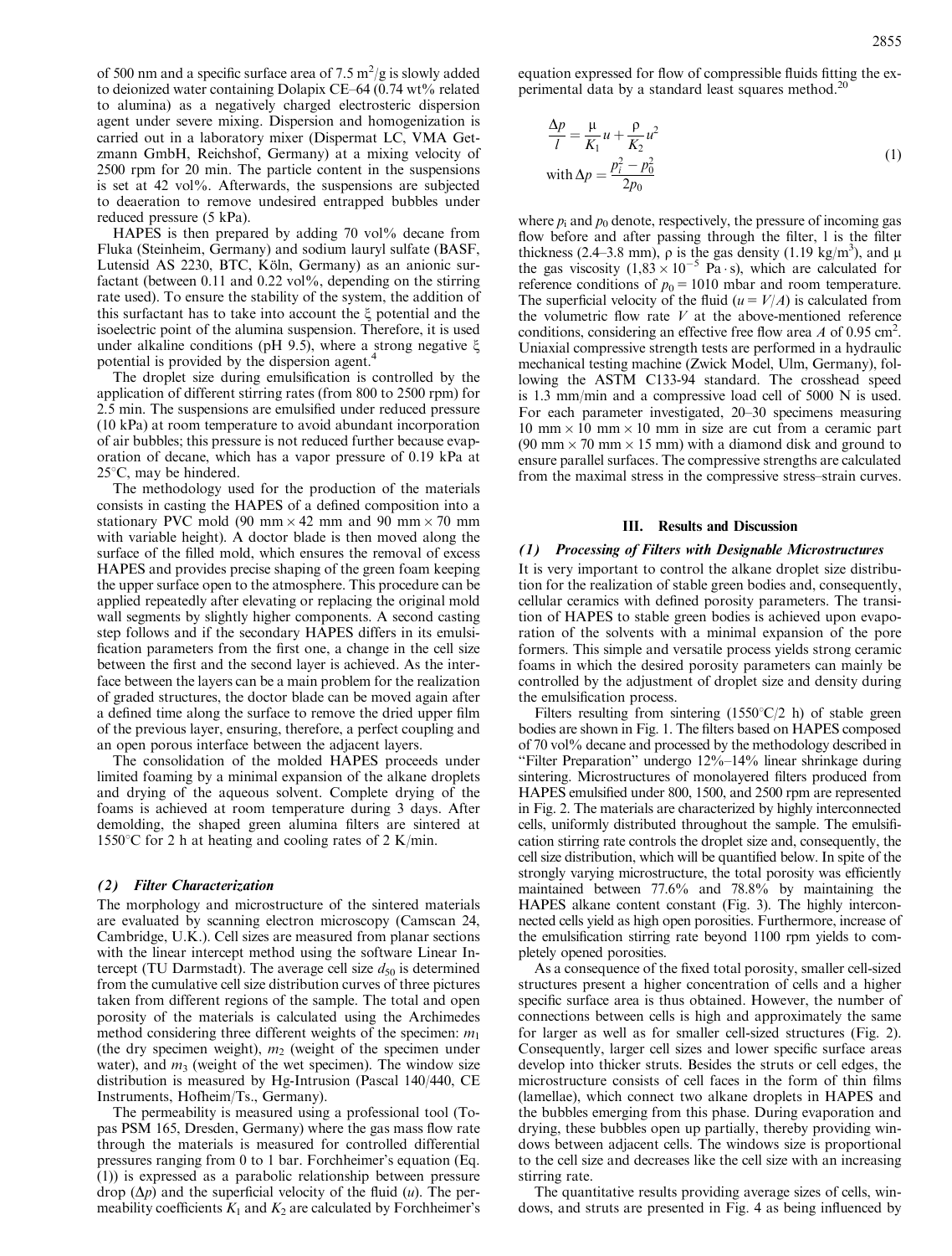of 500 nm and a specific surface area of 7.5 $m^2/g$ is slowly added to deionized water containing Dolapix CE–64 (0.74 wt% related to alumina) as a negatively charged electrosteric dispersion agent under severe mixing. Dispersion and homogenization is carried out in a laboratory mixer (Dispermat LC, VMA Getzmann GmbH, Reichshof, Germany) at a mixing velocity of 2500 rpm for 20 min. The particle content in the suspensions is set at 42 vol%. Afterwards, the suspensions are subjected to deaeration to remove undesired entrapped bubbles under reduced pressure (5 kPa).

HAPES is then prepared by adding 70 vol% decane from Fluka (Steinheim, Germany) and sodium lauryl sulfate (BASF, Lutensid AS 2230, BTC, Köln, Germany) as an anionic surfactant (between 0.11 and 0.22 vol%, depending on the stirring rate used). To ensure the stability of the system, the addition of this surfactant has to take into account the ξ potential and the isoelectric point of the alumina suspension. Therefore, it is used under alkaline conditions (pH 9.5), where a strong negative ξ potential is provided by the dispersion agent.[4]

The droplet size during emulsification is controlled by the application of different stirring rates (from 800 to 2500 rpm) for 2.5 min. The suspensions are emulsified under reduced pressure (10 kPa) at room temperature to avoid abundant incorporation of air bubbles; this pressure is not reduced further because evaporation of decane, which has a vapor pressure of 0.19 kPa at 25°C, may be hindered.

The methodology used for the production of the materials consists in casting the HAPES of a defined composition into a stationary PVC mold (90 mm × 42 mm and 90 mm × 70 mm with variable height). A doctor blade is then moved along the surface of the filled mold, which ensures the removal of excess HAPES and provides precise shaping of the green foam keeping the upper surface open to the atmosphere. This procedure can be applied repeatedly after elevating or replacing the original mold wall segments by slightly higher components. A second casting step follows and if the secondary HAPES differs in its emulsification parameters from the first one, a change in the cell size between the first and the second layer is achieved. As the interface between the layers can be a main problem for the realization of graded structures, the doctor blade can be moved again after a defined time along the surface to remove the dried upper film of the previous layer, ensuring, therefore, a perfect coupling and an open porous interface between the adjacent layers.

The consolidation of the molded HAPES proceeds under limited foaming by a minimal expansion of the alkane droplets and drying of the aqueous solvent. Complete drying of the foams is achieved at room temperature during 3 days. After demolding, the shaped green alumina filters are sintered at 1550°C for 2 h at heating and cooling rates of 2 K/min.

### *(2) Filter Characterization*

The morphology and microstructure of the sintered materials are evaluated by scanning electron microscopy (Camscan 24, Cambridge, U.K.). Cell sizes are measured from planar sections with the linear intercept method using the software Linear Intercept (TU Darmstadt). The average cell size $d_{50}$ is determined from the cumulative cell size distribution curves of three pictures taken from different regions of the sample. The total and open porosity of the materials is calculated using the Archimedes method considering three different weights of the specimen: $m_1$ (the dry specimen weight), $m_2$ (weight of the specimen under water), and $m_3$ (weight of the wet specimen). The window size distribution is measured by Hg-Intrusion (Pascal 140/440, CE Instruments, Hofheim/Ts., Germany).

The permeability is measured using a professional tool (Topas PSM 165, Dresden, Germany) where the gas mass flow rate through the materials is measured for controlled differential pressures ranging from 0 to 1 bar. Forchheimer's equation (Eq. (1)) is expressed as a parabolic relationship between pressure drop ($\Delta p$) and the superficial velocity of the fluid ($u$). The permeability coefficients $K_1$ and $K_2$ are calculated by Forchheimer's equation expressed for flow of compressible fluids fitting the experimental data by a standard least squares method.[20]

$$\frac{\Delta p}{l} = \frac{\mu}{K_1}u + \frac{\rho}{K_2}u^2 \qquad \text{with } \Delta p = \frac{p_i^2 - p_0^2}{2p_0} \tag{1}$$

where $p_i$ and $p_0$ denote, respectively, the pressure of incoming gas flow before and after passing through the filter, l is the filter thickness (2.4–3.8 mm), ρ is the gas density (1.19 $kg/m^3$), and μ the gas viscosity ($1.83 \times 10^{-5}$ Pa·s), which are calculated for reference conditions of $p_0 = 1010$ mbar and room temperature. The superficial velocity of the fluid ($u = V/A$) is calculated from the volumetric flow rate $V$ at the above-mentioned reference conditions, considering an effective free flow area $A$ of 0.95 $cm^2$. Uniaxial compressive strength tests are performed in a hydraulic mechanical testing machine (Zwick Model, Ulm, Germany), following the ASTM C133-94 standard. The crosshead speed is 1.3 mm/min and a compressive load cell of 5000 N is used. For each parameter investigated, 20–30 specimens measuring 10 mm × 10 mm × 10 mm in size are cut from a ceramic part (90 mm × 70 mm × 15 mm) with a diamond disk and ground to ensure parallel surfaces. The compressive strengths are calculated from the maximal stress in the compressive stress–strain curves.

## III. Results and Discussion

### *(1) Processing of Filters with Designable Microstructures*

It is very important to control the alkane droplet size distribution for the realization of stable green bodies and, consequently, cellular ceramics with defined porosity parameters. The transition of HAPES to stable green bodies is achieved upon evaporation of the solvents with a minimal expansion of the pore formers. This simple and versatile process yields strong ceramic foams in which the desired porosity parameters can mainly be controlled by the adjustment of droplet size and density during the emulsification process.

Filters resulting from sintering (1550°C/2 h) of stable green bodies are shown in Fig. 1. The filters based on HAPES composed of 70 vol% decane and processed by the methodology described in "Filter Preparation" undergo 12%–14% linear shrinkage during sintering. Microstructures of monolayered filters produced from HAPES emulsified under 800, 1500, and 2500 rpm are represented in Fig. 2. The materials are characterized by highly interconnected cells, uniformly distributed throughout the sample. The emulsification stirring rate controls the droplet size and, consequently, the cell size distribution, which will be quantified below. In spite of the strongly varying microstructure, the total porosity was efficiently maintained between 77.6% and 78.8% by maintaining the HAPES alkane content constant (Fig. 3). The highly interconnected cells yield as high open porosities. Furthermore, increase of the emulsification stirring rate beyond 1100 rpm yields to completely opened porosities.

As a consequence of the fixed total porosity, smaller cell-sized structures present a higher concentration of cells and a higher specific surface area is thus obtained. However, the number of connections between cells is high and approximately the same for larger as well as for smaller cell-sized structures (Fig. 2). Consequently, larger cell sizes and lower specific surface areas develop into thicker struts. Besides the struts or cell edges, the microstructure consists of cell faces in the form of thin films (lamellae), which connect two alkane droplets in HAPES and the bubbles emerging from this phase. During evaporation and drying, these bubbles open up partially, thereby providing windows between adjacent cells. The windows size is proportional to the cell size and decreases like the cell size with an increasing stirring rate.

The quantitative results providing average sizes of cells, windows, and struts are presented in Fig. 4 as being influenced by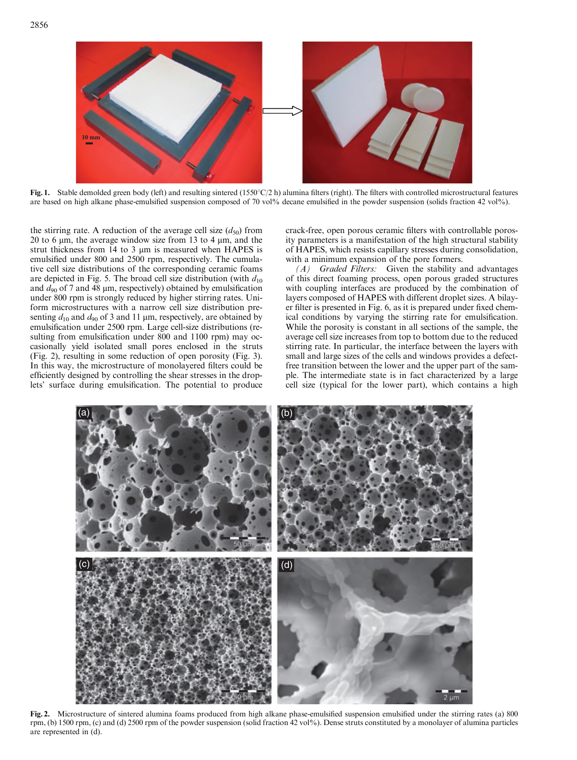Fig. 1. Stable demolded green body (left) and resulting sintered (1550°C/2 h) alumina filters (right). The filters with controlled microstructural features are based on high alkane phase-emulsified suspension composed of 70 vol% decane emulsified in the powder suspension (solids fraction 42 vol%).

the stirring rate. A reduction of the average cell size ($d_{50}$) from 20 to 6 μm, the average window size from 13 to 4 μm, and the strut thickness from 14 to 3 μm is measured when HAPES is emulsified under 800 and 2500 rpm, respectively. The cumulative cell size distributions of the corresponding ceramic foams are depicted in Fig. 5. The broad cell size distribution (with $d_{10}$ and $d_{90}$ of 7 and 48 μm, respectively) obtained by emulsification under 800 rpm is strongly reduced by higher stirring rates. Uniform microstructures with a narrow cell size distribution presenting $d_{10}$ and $d_{90}$ of 3 and 11 μm, respectively, are obtained by emulsification under 2500 rpm. Large cell-size distributions (resulting from emulsification under 800 and 1100 rpm) may occasionally yield isolated small pores enclosed in the struts (Fig. 2), resulting in some reduction of open porosity (Fig. 3). In this way, the microstructure of monolayered filters could be efficiently designed by controlling the shear stresses in the droplets' surface during emulsification. The potential to produce crack-free, open porous ceramic filters with controllable porosity parameters is a manifestation of the high structural stability of HAPES, which resists capillary stresses during consolidation, with a minimum expansion of the pore formers.

*(A) Graded Filters:* Given the stability and advantages of this direct foaming process, open porous graded structures with coupling interfaces are produced by the combination of layers composed of HAPES with different droplet sizes. A bilayer filter is presented in Fig. 6, as it is prepared under fixed chemical conditions by varying the stirring rate for emulsification. While the porosity is constant in all sections of the sample, the average cell size increases from top to bottom due to the reduced stirring rate. In particular, the interface between the layers with small and large sizes of the cells and windows provides a defect-free transition between the lower and the upper part of the sample. The intermediate state is in fact characterized by a large cell size (typical for the lower part), which contains a high

Fig. 2. Microstructure of sintered alumina foams produced from high alkane phase-emulsified suspension emulsified under the stirring rates (a) 800 rpm, (b) 1500 rpm, (c) and (d) 2500 rpm of the powder suspension (solid fraction 42 vol%). Dense struts constituted by a monolayer of alumina particles are represented in (d).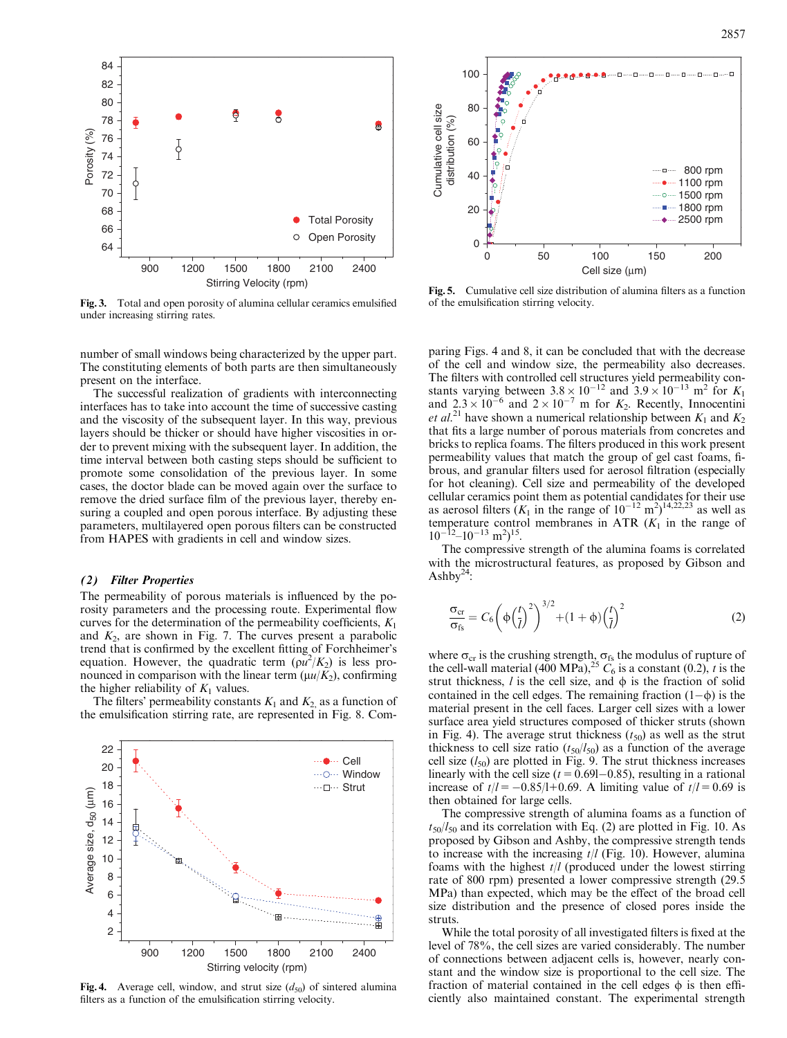Fig. 3. Total and open porosity of alumina cellular ceramics emulsified under increasing stirring rates.

Fig. 5. Cumulative cell size distribution of alumina filters as a function of the emulsification stirring velocity.

number of small windows being characterized by the upper part. The constituting elements of both parts are then simultaneously present on the interface.

The successful realization of gradients with interconnecting interfaces has to take into account the time of successive casting and the viscosity of the subsequent layer. In this way, previous layers should be thicker or should have higher viscosities in order to prevent mixing with the subsequent layer. In addition, the time interval between both casting steps should be sufficient to promote some consolidation of the previous layer. In some cases, the doctor blade can be moved again over the surface to remove the dried surface film of the previous layer, thereby ensuring a coupled and open porous interface. By adjusting these parameters, multilayered open porous filters can be constructed from HAPES with gradients in cell and window sizes.

### (2) Filter Properties

The permeability of porous materials is influenced by the porosity parameters and the processing route. Experimental flow curves for the determination of the permeability coefficients, $K_1$ and $K_2$, are shown in Fig. 7. The curves present a parabolic trend that is confirmed by the excellent fitting of Forchheimer's equation. However, the quadratic term ($\rho u^2/K_2$) is less pronounced in comparison with the linear term ($\mu u/K_2$), confirming the higher reliability of $K_1$ values.

The filters' permeability constants $K_1$ and $K_2$, as a function of the emulsification stirring rate, are represented in Fig. 8. Comparing Figs. 4 and 8, it can be concluded that with the decrease of the cell and window size, the permeability also decreases. The filters with controlled cell structures yield permeability constants varying between $3.8\times10^{-12}$ and $3.9\times10^{-13}$ m$^2$ for $K_1$ and $2.3\times10^{-6}$ and $2\times10^{-7}$ m for $K_2$. Recently, Innocentini *et al.*[21] have shown a numerical relationship between $K_1$ and $K_2$ that fits a large number of porous materials from concretes and bricks to replica foams. The filters produced in this work present permeability values that match the group of gel cast foams, fibrous, and granular filters used for aerosol filtration (especially for hot cleaning). Cell size and permeability of the developed cellular ceramics point them as potential candidates for their use as aerosol filters ($K_1$ in the range of $10^{-12}$ m$^2$)[14,22,23] as well as temperature control membranes in ATR ($K_1$ in the range of $10^{-12}$–$10^{-13}$ m$^2$)[15].

The compressive strength of the alumina foams is correlated with the microstructural features, as proposed by Gibson and Ashby[24]:

$$\frac{\sigma_{\rm cr}}{\sigma_{\rm fs}} = C_6\left(\phi\left(\frac{t}{l}\right)^2\right)^{3/2} + (1+\phi)\left(\frac{t}{l}\right)^2 \tag{2}$$

where $\sigma_{\rm cr}$ is the crushing strength, $\sigma_{\rm fs}$ the modulus of rupture of the cell-wall material (400 MPa),[25] $C_6$ is a constant (0.2), $t$ is the strut thickness, $l$ is the cell size, and $\phi$ is the fraction of solid contained in the cell edges. The remaining fraction $(1-\phi)$ is the material present in the cell faces. Larger cell sizes with a lower surface area yield structures composed of thicker struts (shown in Fig. 4). The average strut thickness ($t_{50}$) as well as the strut thickness to cell size ratio ($t_{50}/l_{50}$) as a function of the average cell size ($l_{50}$) are plotted in Fig. 9. The strut thickness increases linearly with the cell size ($t = 0.69l-0.85$), resulting in a rational increase of $t/l = -0.85/l+0.69$. A limiting value of $t/l = 0.69$ is then obtained for large cells.

The compressive strength of alumina foams as a function of $t_{50}/l_{50}$ and its correlation with Eq. (2) are plotted in Fig. 10. As proposed by Gibson and Ashby, the compressive strength tends to increase with the increasing $t/l$ (Fig. 10). However, alumina foams with the highest $t/l$ (produced under the lowest stirring rate of 800 rpm) presented a lower compressive strength (29.5 MPa) than expected, which may be the effect of the broad cell size distribution and the presence of closed pores inside the struts.

While the total porosity of all investigated filters is fixed at the level of 78%, the cell sizes are varied considerably. The number of connections between adjacent cells is, however, nearly constant and the window size is proportional to the cell size. The fraction of material contained in the cell edges $\phi$ is then efficiently also maintained constant. The experimental strength

Fig. 4. Average cell, window, and strut size ($d_{50}$) of sintered alumina filters as a function of the emulsification stirring velocity.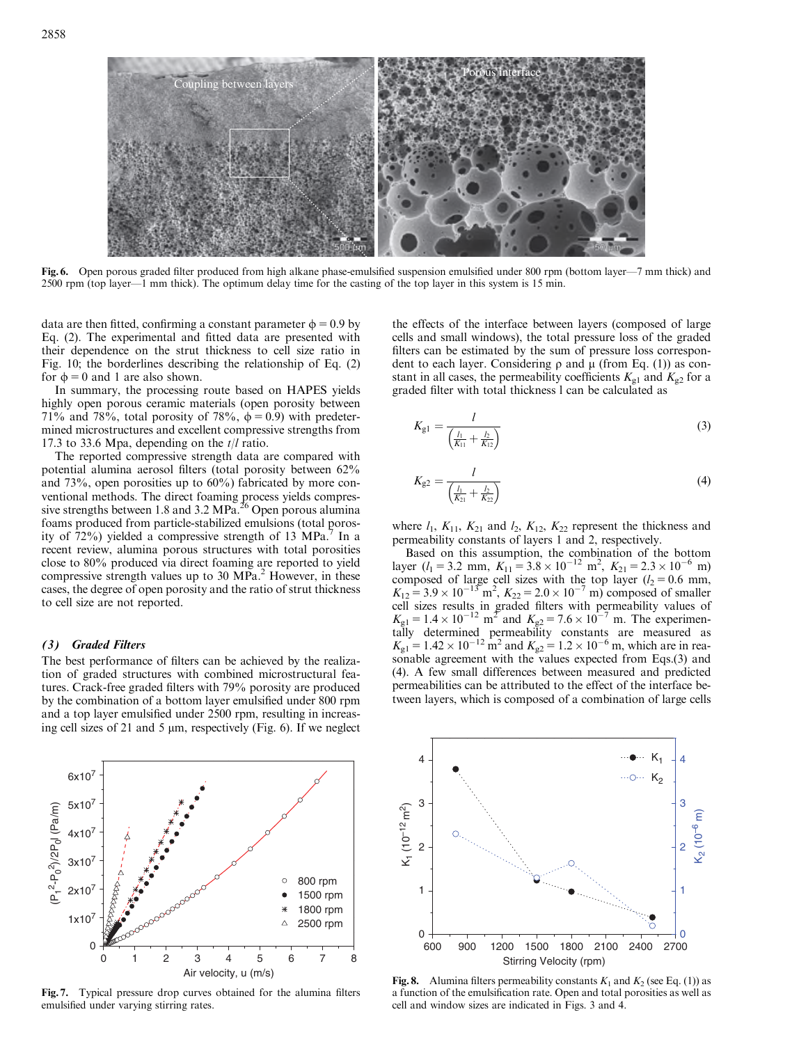Fig. 6. Open porous graded filter produced from high alkane phase-emulsified suspension emulsified under 800 rpm (bottom layer—7 mm thick) and 2500 rpm (top layer—1 mm thick). The optimum delay time for the casting of the top layer in this system is 15 min.

data are then fitted, confirming a constant parameter $\phi = 0.9$ by Eq. (2). The experimental and fitted data are presented with their dependence on the strut thickness to cell size ratio in Fig. 10; the borderlines describing the relationship of Eq. (2) for $\phi = 0$ and 1 are also shown.

In summary, the processing route based on HAPES yields highly open porous ceramic materials (open porosity between 71% and 78%, total porosity of 78%, $\phi = 0.9$) with predetermined microstructures and excellent compressive strengths from 17.3 to 33.6 Mpa, depending on the $t/l$ ratio.

The reported compressive strength data are compared with potential alumina aerosol filters (total porosity between 62% and 73%, open porosities up to 60%) fabricated by more conventional methods. The direct foaming process yields compressive strengths between 1.8 and 3.2 MPa.[26] Open porous alumina foams produced from particle-stabilized emulsions (total porosity of 72%) yielded a compressive strength of 13 MPa.[7] In a recent review, alumina porous structures with total porosities close to 80% produced via direct foaming are reported to yield compressive strength values up to 30 MPa.[2] However, in these cases, the degree of open porosity and the ratio of strut thickness to cell size are not reported.

### *(3) Graded Filters*

The best performance of filters can be achieved by the realization of graded structures with combined microstructural features. Crack-free graded filters with 79% porosity are produced by the combination of a bottom layer emulsified under 800 rpm and a top layer emulsified under 2500 rpm, resulting in increasing cell sizes of 21 and 5 μm, respectively (Fig. 6). If we neglect the effects of the interface between layers (composed of large cells and small windows), the total pressure loss of the graded filters can be estimated by the sum of pressure loss correspondent to each layer. Considering ρ and μ (from Eq. (1)) as constant in all cases, the permeability coefficients $K_{g1}$ and $K_{g2}$ for a graded filter with total thickness l can be calculated as

$$K_{g1} = \frac{l}{\left(\frac{l_1}{K_{11}} + \frac{l_2}{K_{12}}\right)} \quad (3)$$

$$K_{g2} = \frac{l}{\left(\frac{l_1}{K_{21}} + \frac{l_2}{K_{22}}\right)} \quad (4)$$

where $l_1$, $K_{11}$, $K_{21}$ and $l_2$, $K_{12}$, $K_{22}$ represent the thickness and permeability constants of layers 1 and 2, respectively.

Based on this assumption, the combination of the bottom layer ($l_1 = 3.2$ mm, $K_{11} = 3.8 \times 10^{-12}$ m$^2$, $K_{21} = 2.3 \times 10^{-6}$ m) composed of large cell sizes with the top layer ($l_2 = 0.6$ mm, $K_{12} = 3.9 \times 10^{-13}$ m$^2$, $K_{22} = 2.0 \times 10^{-7}$ m) composed of smaller cell sizes results in graded filters with permeability values of $K_{g1} = 1.4 \times 10^{-12}$ m$^2$ and $K_{g2} = 7.6 \times 10^{-7}$ m. The experimentally determined permeability constants are measured as $K_{g1} = 1.42 \times 10^{-12}$ m$^2$ and $K_{g2} = 1.2 \times 10^{-6}$ m, which are in reasonable agreement with the values expected from Eqs.(3) and (4). A few small differences between measured and predicted permeabilities can be attributed to the effect of the interface between layers, which is composed of a combination of large cells

Fig. 7. Typical pressure drop curves obtained for the alumina filters emulsified under varying stirring rates.

Fig. 8. Alumina filters permeability constants $K_1$ and $K_2$ (see Eq. (1)) as a function of the emulsification rate. Open and total porosities as well as cell and window sizes are indicated in Figs. 3 and 4.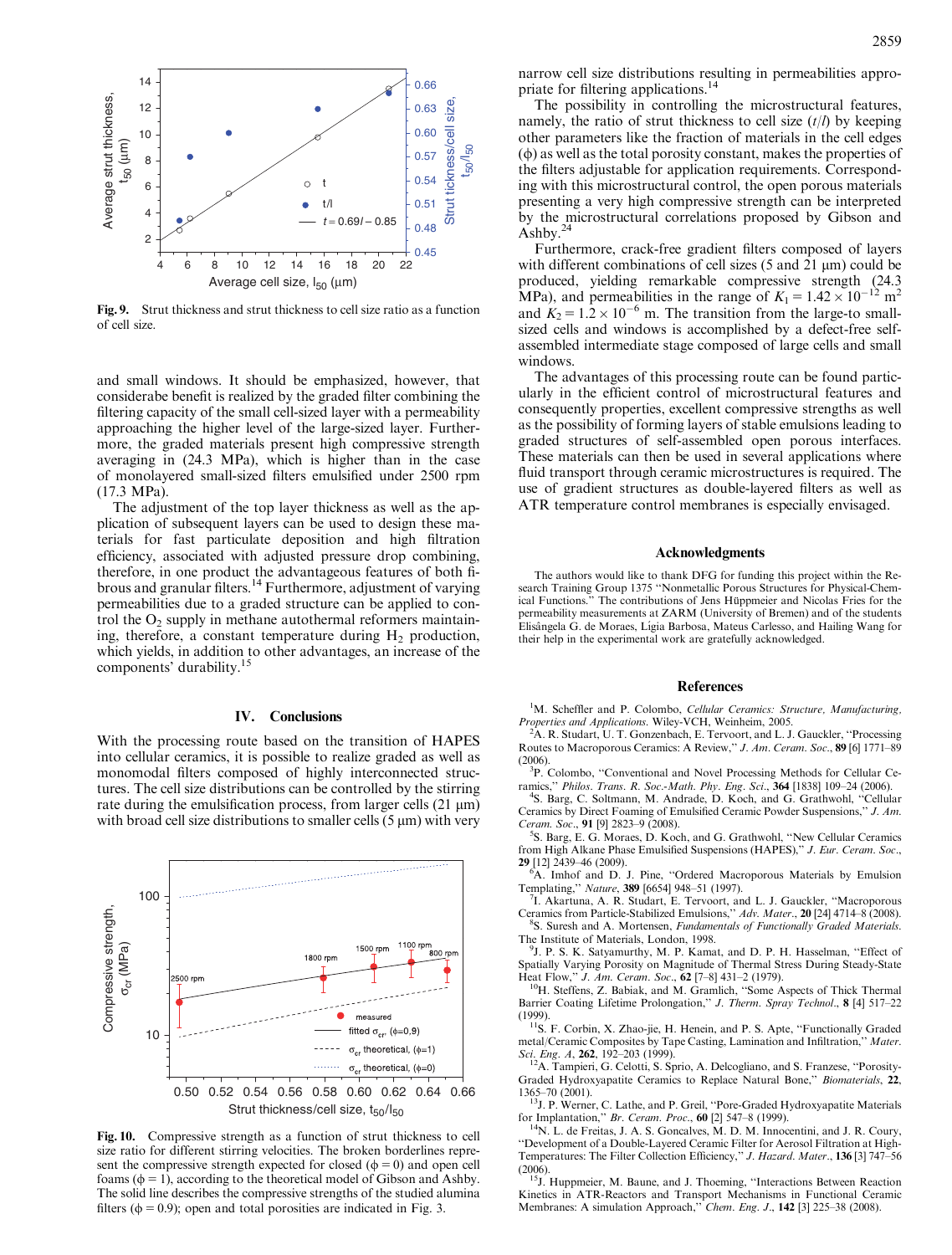Fig. 9. Strut thickness and strut thickness to cell size ratio as a function of cell size.

and small windows. It should be emphasized, however, that considerabe benefit is realized by the graded filter combining the filtering capacity of the small cell-sized layer with a permeability approaching the higher level of the large-sized layer. Furthermore, the graded materials present high compressive strength averaging in (24.3 MPa), which is higher than in the case of monolayered small-sized filters emulsified under 2500 rpm (17.3 MPa).

The adjustment of the top layer thickness as well as the application of subsequent layers can be used to design these materials for fast particulate deposition and high filtration efficiency, associated with adjusted pressure drop combining, therefore, in one product the advantageous features of both fibrous and granular filters.[14] Furthermore, adjustment of varying permeabilities due to a graded structure can be applied to control the $O_2$ supply in methane autothermal reformers maintaining, therefore, a constant temperature during $H_2$ production, which yields, in addition to other advantages, an increase of the components' durability.[15]

## IV. Conclusions

With the processing route based on the transition of HAPES into cellular ceramics, it is possible to realize graded as well as monomodal filters composed of highly interconnected structures. The cell size distributions can be controlled by the stirring rate during the emulsification process, from larger cells (21 μm) with broad cell size distributions to smaller cells (5 μm) with very narrow cell size distributions resulting in permeabilities appropriate for filtering applications.[14]

The possibility in controlling the microstructural features, namely, the ratio of strut thickness to cell size ($t/l$) by keeping other parameters like the fraction of materials in the cell edges ($\phi$) as well as the total porosity constant, makes the properties of the filters adjustable for application requirements. Corresponding with this microstructural control, the open porous materials presenting a very high compressive strength can be interpreted by the microstructural correlations proposed by Gibson and Ashby.[24]

Furthermore, crack-free gradient filters composed of layers with different combinations of cell sizes (5 and 21 μm) could be produced, yielding remarkable compressive strength (24.3 MPa), and permeabilities in the range of $K_1 = 1.42 \times 10^{-12}$ m$^2$ and $K_2 = 1.2 \times 10^{-6}$ m. The transition from the large-to small-sized cells and windows is accomplished by a defect-free self-assembled intermediate stage composed of large cells and small windows.

The advantages of this processing route can be found particularly in the efficient control of microstructural features and consequently properties, excellent compressive strengths as well as the possibility of forming layers of stable emulsions leading to graded structures of self-assembled open porous interfaces. These materials can then be used in several applications where fluid transport through ceramic microstructures is required. The use of gradient structures as double-layered filters as well as ATR temperature control membranes is especially envisaged.

Fig. 10. Compressive strength as a function of strut thickness to cell size ratio for different stirring velocities. The broken borderlines represent the compressive strength expected for closed ($\phi = 0$) and open cell foams ($\phi = 1$), according to the theoretical model of Gibson and Ashby. The solid line describes the compressive strengths of the studied alumina filters ($\phi = 0.9$); open and total porosities are indicated in Fig. 3.

## Acknowledgments

The authors would like to thank DFG for funding this project within the Research Training Group 1375 "Nonmetallic Porous Structures for Physical-Chemical Functions." The contributions of Jens Hüppmeier and Nicolas Fries for the permeability measurements at ZARM (University of Bremen) and of the students Elisângela G. de Moraes, Lígia Barbosa, Mateus Carlesso, and Hailing Wang for their help in the experimental work are gratefully acknowledged.

## References

[1] M. Scheffler and P. Colombo, *Cellular Ceramics: Structure, Manufacturing, Properties and Applications*. Wiley-VCH, Weinheim, 2005.

[2] A. R. Studart, U. T. Gonzenbach, E. Tervoort, and L. J. Gauckler, "Processing Routes to Macroporous Ceramics: A Review," *J. Am. Ceram. Soc.*, **89** [6] 1771–89 (2006).

[3] P. Colombo, "Conventional and Novel Processing Methods for Cellular Ceramics," *Philos. Trans. R. Soc.-Math. Phy. Eng. Sci.*, **364** [1838] 109–24 (2006).

[4] S. Barg, C. Soltmann, M. Andrade, D. Koch, and G. Grathwohl, "Cellular Ceramics by Direct Foaming of Emulsified Ceramic Powder Suspensions," *J. Am. Ceram. Soc.*, **91** [9] 2823–9 (2008).

[5] S. Barg, E. G. Moraes, D. Koch, and G. Grathwohl, "New Cellular Ceramics from High Alkane Phase Emulsified Suspensions (HAPES)," *J. Eur. Ceram. Soc.*, **29** [12] 2439–46 (2009).

[6] A. Imhof and D. J. Pine, "Ordered Macroporous Materials by Emulsion Templating," *Nature*, **389** [6654] 948–51 (1997).

[7] I. Akartuna, A. R. Studart, E. Tervoort, and L. J. Gauckler, "Macroporous Ceramics from Particle-Stabilized Emulsions," *Adv. Mater.*, **20** [24] 4714–8 (2008).

[8] S. Suresh and A. Mortensen, *Fundamentals of Functionally Graded Materials*. The Institute of Materials, London, 1998.

[9] J. P. S. K. Satyamurthy, M. P. Kamat, and D. P. H. Hasselman, "Effect of Spatially Varying Porosity on Magnitude of Thermal Stress During Steady-State Heat Flow," *J. Am. Ceram. Soc.*, **62** [7–8] 431–2 (1979).

[10] H. Steffens, Z. Babiak, and M. Gramlich, "Some Aspects of Thick Thermal Barrier Coating Lifetime Prolongation," *J. Therm. Spray Technol.*, **8** [4] 517–22 (1999).

[11] S. F. Corbin, X. Zhao-jie, H. Henein, and P. S. Apte, "Functionally Graded metal/Ceramic Composites by Tape Casting, Lamination and Infiltration," *Mater. Sci. Eng. A*, **262**, 192–203 (1999).

[12] A. Tampieri, G. Celotti, S. Sprio, A. Delcogliano, and S. Franzese, "Porosity-Graded Hydroxyapatite Ceramics to Replace Natural Bone," *Biomaterials*, **22**, 1365–70 (2001).

[13] J. P. Werner, C. Lathe, and P. Greil, "Pore-Graded Hydroxyapatite Materials for Implantation," *Br. Ceram. Proc.*, **60** [2] 547–8 (1999).

[14] N. L. de Freitas, J. A. S. Goncalves, M. D. M. Innocentini, and J. R. Coury, "Development of a Double-Layered Ceramic Filter for Aerosol Filtration at High-Temperatures: The Filter Collection Efficiency," *J. Hazard. Mater.*, **136** [3] 747–56 (2006).

[15] J. Huppmeier, M. Baune, and J. Thoeming, "Interactions Between Reaction Kinetics in ATR-Reactors and Transport Mechanisms in Functional Ceramic Membranes: A simulation Approach," *Chem. Eng. J.*, **142** [3] 225–38 (2008).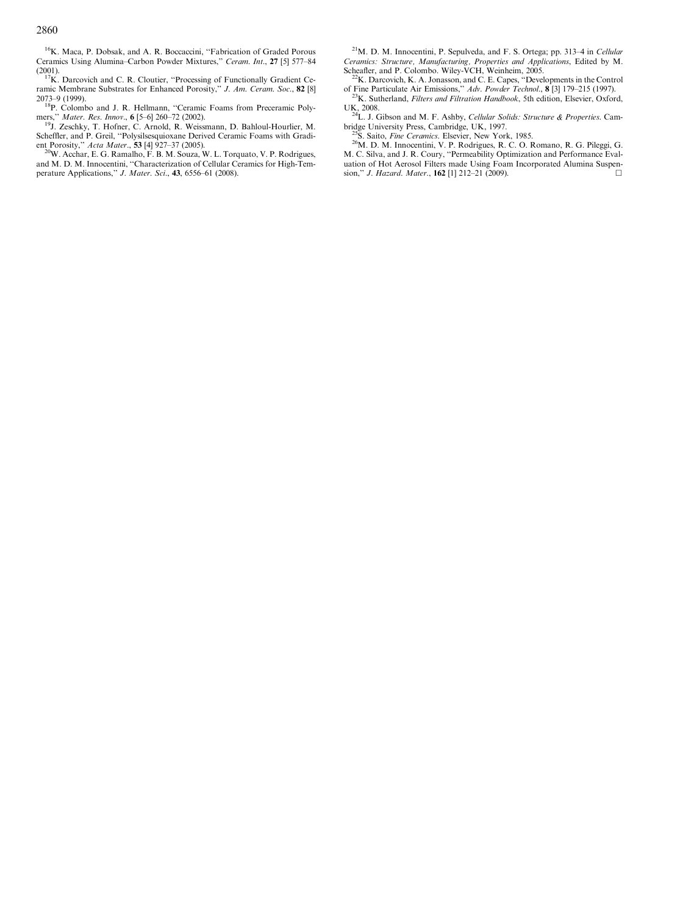[16]K. Maca, P. Dobsak, and A. R. Boccaccini, "Fabrication of Graded Porous Ceramics Using Alumina–Carbon Powder Mixtures," *Ceram. Int.*, **27** [5] 577–84 (2001).

[17]K. Darcovich and C. R. Cloutier, "Processing of Functionally Gradient Ceramic Membrane Substrates for Enhanced Porosity," *J. Am. Ceram. Soc.*, **82** [8] 2073–9 (1999).

[18]P. Colombo and J. R. Hellmann, "Ceramic Foams from Preceramic Polymers," *Mater. Res. Innov.*, **6** [5–6] 260–72 (2002).

[19]J. Zeschky, T. Hofner, C. Arnold, R. Weissmann, D. Bahloul-Hourlier, M. Scheffler, and P. Greil, "Polysilsesquioxane Derived Ceramic Foams with Gradient Porosity," *Acta Mater.*, **53** [4] 927–37 (2005).

[20]W. Acchar, E. G. Ramalho, F. B. M. Souza, W. L. Torquato, V. P. Rodrigues, and M. D. M. Innocentini, "Characterization of Cellular Ceramics for High-Temperature Applications," *J. Mater. Sci.*, **43**, 6556–61 (2008).

[21]M. D. M. Innocentini, P. Sepulveda, and F. S. Ortega; pp. 313–4 in *Cellular Ceramics: Structure, Manufacturing, Properties and Applications*, Edited by M. Scheafler, and P. Colombo. Wiley-VCH, Weinheim, 2005.

[22]K. Darcovich, K. A. Jonasson, and C. E. Capes, "Developments in the Control of Fine Particulate Air Emissions," *Adv. Powder Technol.*, **8** [3] 179–215 (1997).

[23]K. Sutherland, *Filters and Filtration Handbook*, 5th edition, Elsevier, Oxford, UK, 2008.

[24]L. J. Gibson and M. F. Ashby, *Cellular Solids: Structure & Properties*. Cambridge University Press, Cambridge, UK, 1997.

[25]S. Saito, *Fine Ceramics*. Elsevier, New York, 1985.

[26]M. D. M. Innocentini, V. P. Rodrigues, R. C. O. Romano, R. G. Pileggi, G. M. C. Silva, and J. R. Coury, "Permeability Optimization and Performance Evaluation of Hot Aerosol Filters made Using Foam Incorporated Alumina Suspension," *J. Hazard. Mater.*, **162** [1] 212–21 (2009). □